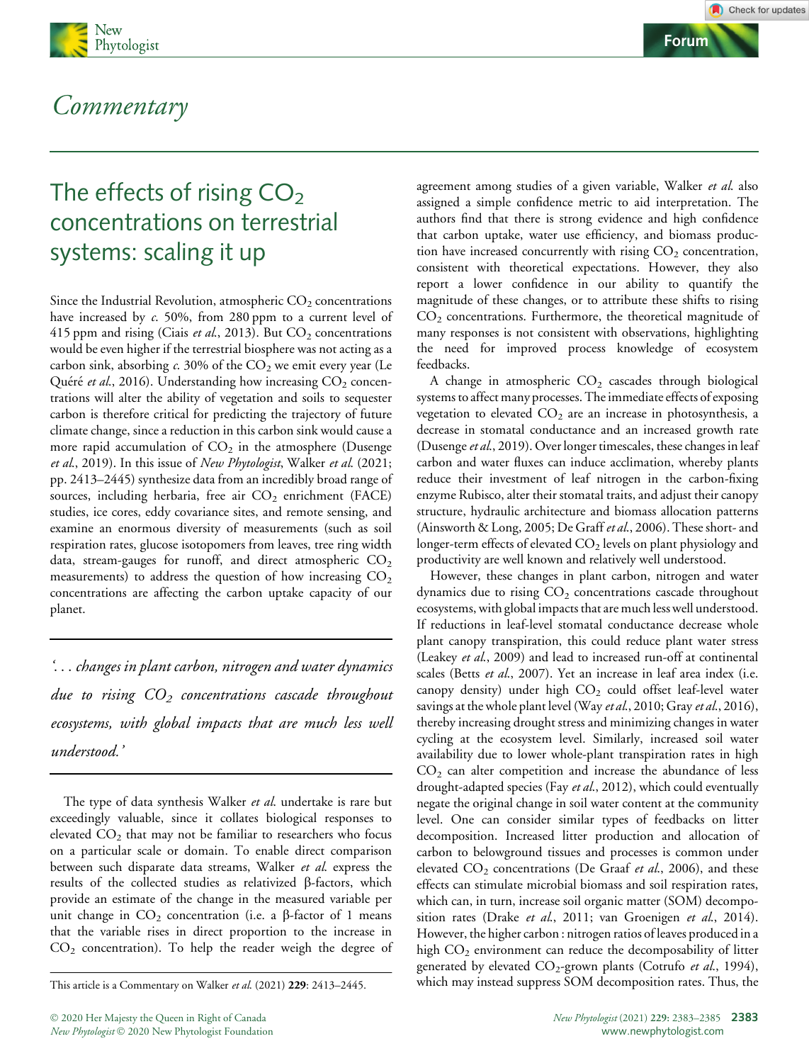## Commentary

# The effects of rising $CO_2$ concentrations on terrestrial systems: scaling it up

Since the Industrial Revolution, atmospheric $CO_2$ concentrations have increased by *c.* 50%, from 280 ppm to a current level of 415 ppm and rising (Ciais *et al.*, 2013). But $CO_2$ concentrations would be even higher if the terrestrial biosphere was not acting as a carbon sink, absorbing *c.* 30% of the $CO_2$ we emit every year (Le Quéré *et al.*, 2016). Understanding how increasing $CO_2$ concentrations will alter the ability of vegetation and soils to sequester carbon is therefore critical for predicting the trajectory of future climate change, since a reduction in this carbon sink would cause a more rapid accumulation of $CO_2$ in the atmosphere (Dusenge *et al.*, 2019). In this issue of *New Phytologist*, Walker *et al.* (2021; pp. 2413–2445) synthesize data from an incredibly broad range of sources, including herbaria, free air $CO_2$ enrichment (FACE) studies, ice cores, eddy covariance sites, and remote sensing, and examine an enormous diversity of measurements (such as soil respiration rates, glucose isotopomers from leaves, tree ring width data, stream-gauges for runoff, and direct atmospheric $CO_2$ measurements) to address the question of how increasing $CO_2$ concentrations are affecting the carbon uptake capacity of our planet.

> *'... changes in plant carbon, nitrogen and water dynamics due to rising $CO_2$ concentrations cascade throughout ecosystems, with global impacts that are much less well understood.'*

The type of data synthesis Walker *et al.* undertake is rare but exceedingly valuable, since it collates biological responses to elevated $CO_2$ that may not be familiar to researchers who focus on a particular scale or domain. To enable direct comparison between such disparate data streams, Walker *et al.* express the results of the collected studies as relativized β-factors, which provide an estimate of the change in the measured variable per unit change in $CO_2$ concentration (i.e. a β-factor of 1 means that the variable rises in direct proportion to the increase in $CO_2$ concentration). To help the reader weigh the degree of agreement among studies of a given variable, Walker *et al.* also assigned a simple confidence metric to aid interpretation. The authors find that there is strong evidence and high confidence that carbon uptake, water use efficiency, and biomass production have increased concurrently with rising $CO_2$ concentration, consistent with theoretical expectations. However, they also report a lower confidence in our ability to quantify the magnitude of these changes, or to attribute these shifts to rising $CO_2$ concentrations. Furthermore, the theoretical magnitude of many responses is not consistent with observations, highlighting the need for improved process knowledge of ecosystem feedbacks.

A change in atmospheric $CO_2$ cascades through biological systems to affect many processes. The immediate effects of exposing vegetation to elevated $CO_2$ are an increase in photosynthesis, a decrease in stomatal conductance and an increased growth rate (Dusenge *et al.*, 2019). Over longer timescales, these changes in leaf carbon and water fluxes can induce acclimation, whereby plants reduce their investment of leaf nitrogen in the carbon-fixing enzyme Rubisco, alter their stomatal traits, and adjust their canopy structure, hydraulic architecture and biomass allocation patterns (Ainsworth & Long, 2005; De Graff *et al.*, 2006). These short- and longer-term effects of elevated $CO_2$ levels on plant physiology and productivity are well known and relatively well understood.

However, these changes in plant carbon, nitrogen and water dynamics due to rising $CO_2$ concentrations cascade throughout ecosystems, with global impacts that are much less well understood. If reductions in leaf-level stomatal conductance decrease whole plant canopy transpiration, this could reduce plant water stress (Leakey *et al.*, 2009) and lead to increased run-off at continental scales (Betts *et al.*, 2007). Yet an increase in leaf area index (i.e. canopy density) under high $CO_2$ could offset leaf-level water savings at the whole plant level (Way *et al.*, 2010; Gray *et al.*, 2016), thereby increasing drought stress and minimizing changes in water cycling at the ecosystem level. Similarly, increased soil water availability due to lower whole-plant transpiration rates in high $CO_2$ can alter competition and increase the abundance of less drought-adapted species (Fay *et al.*, 2012), which could eventually negate the original change in soil water content at the community level. One can consider similar types of feedbacks on litter decomposition. Increased litter production and allocation of carbon to belowground tissues and processes is common under elevated $CO_2$ concentrations (De Graaf *et al.*, 2006), and these effects can stimulate microbial biomass and soil respiration rates, which can, in turn, increase soil organic matter (SOM) decomposition rates (Drake *et al.*, 2011; van Groenigen *et al.*, 2014). However, the higher carbon : nitrogen ratios of leaves produced in a high $CO_2$ environment can reduce the decomposability of litter generated by elevated $CO_2$-grown plants (Cotrufo *et al.*, 1994), which may instead suppress SOM decomposition rates. Thus, the

This article is a Commentary on Walker *et al.* (2021) **229**: 2413–2445.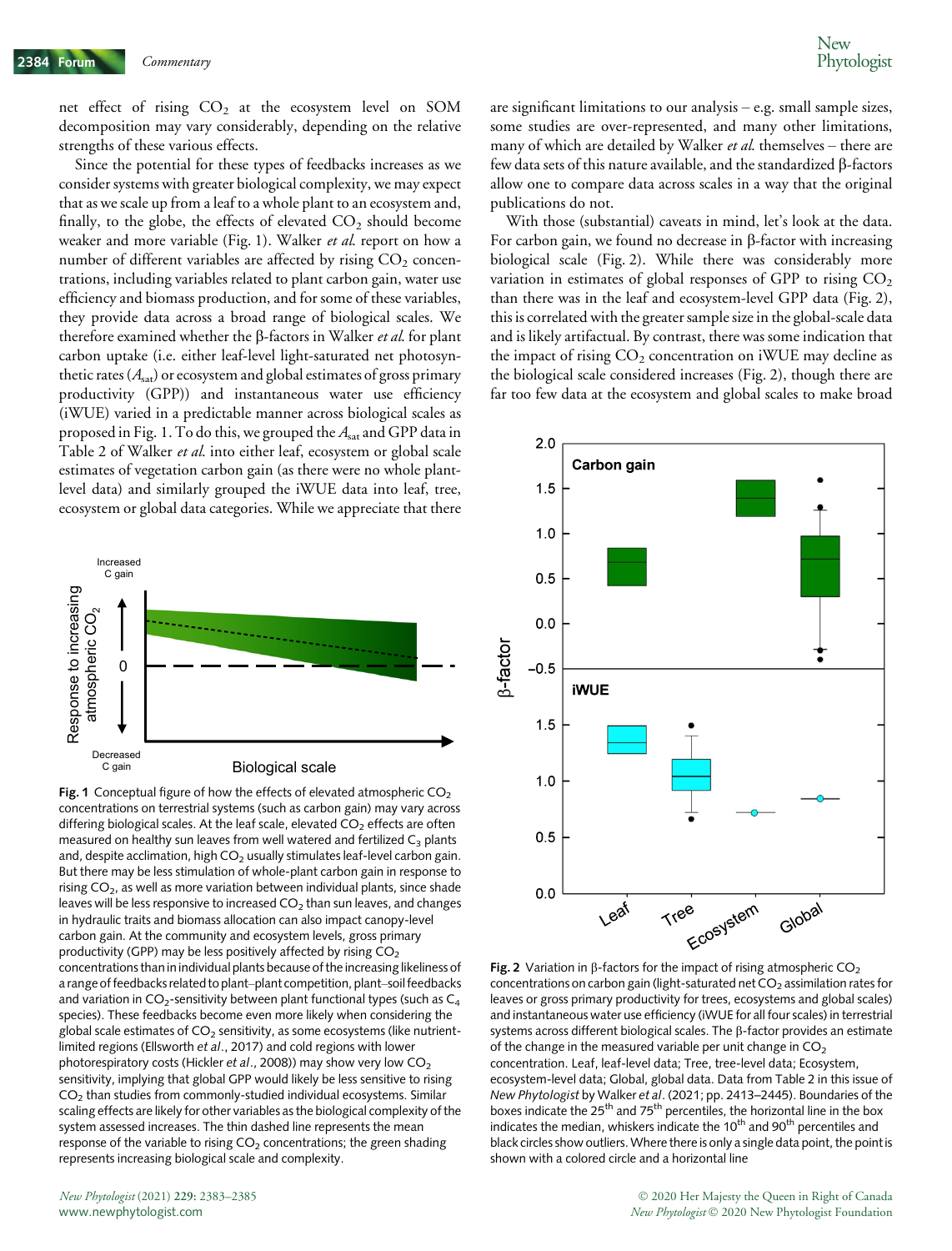net effect of rising $CO_2$ at the ecosystem level on SOM decomposition may vary considerably, depending on the relative strengths of these various effects.

Since the potential for these types of feedbacks increases as we consider systems with greater biological complexity, we may expect that as we scale up from a leaf to a whole plant to an ecosystem and, finally, to the globe, the effects of elevated $CO_2$ should become weaker and more variable (Fig. 1). Walker *et al.* report on how a number of different variables are affected by rising $CO_2$ concentrations, including variables related to plant carbon gain, water use efficiency and biomass production, and for some of these variables, they provide data across a broad range of biological scales. We therefore examined whether the β-factors in Walker *et al.* for plant carbon uptake (i.e. either leaf-level light-saturated net photosynthetic rates ($A_{sat}$) or ecosystem and global estimates of gross primary productivity (GPP)) and instantaneous water use efficiency (iWUE) varied in a predictable manner across biological scales as proposed in Fig. 1. To do this, we grouped the $A_{sat}$ and GPP data in Table 2 of Walker *et al.* into either leaf, ecosystem or global scale estimates of vegetation carbon gain (as there were no whole plant-level data) and similarly grouped the iWUE data into leaf, tree, ecosystem or global data categories. While we appreciate that there are significant limitations to our analysis – e.g. small sample sizes, some studies are over-represented, and many other limitations, many of which are detailed by Walker *et al.* themselves – there are few data sets of this nature available, and the standardized β-factors allow one to compare data across scales in a way that the original publications do not.

With those (substantial) caveats in mind, let's look at the data. For carbon gain, we found no decrease in β-factor with increasing biological scale (Fig. 2). While there was considerably more variation in estimates of global responses of GPP to rising $CO_2$ than there was in the leaf and ecosystem-level GPP data (Fig. 2), this is correlated with the greater sample size in the global-scale data and is likely artifactual. By contrast, there was some indication that the impact of rising $CO_2$ concentration on iWUE may decline as the biological scale considered increases (Fig. 2), though there are far too few data at the ecosystem and global scales to make broad

**Fig. 1** Conceptual figure of how the effects of elevated atmospheric $CO_2$ concentrations on terrestrial systems (such as carbon gain) may vary across differing biological scales. At the leaf scale, elevated $CO_2$ effects are often measured on healthy sun leaves from well watered and fertilized $C_3$ plants and, despite acclimation, high $CO_2$ usually stimulates leaf-level carbon gain. But there may be less stimulation of whole-plant carbon gain in response to rising $CO_2$, as well as more variation between individual plants, since shade leaves will be less responsive to increased $CO_2$ than sun leaves, and changes in hydraulic traits and biomass allocation can also impact canopy-level carbon gain. At the community and ecosystem levels, gross primary productivity (GPP) may be less positively affected by rising $CO_2$ concentrations than in individual plants because of the increasing likeliness of a range of feedbacks related to plant–plant competition, plant–soil feedbacks and variation in $CO_2$-sensitivity between plant functional types (such as $C_4$ species). These feedbacks become even more likely when considering the global scale estimates of $CO_2$ sensitivity, as some ecosystems (like nutrient-limited regions (Ellsworth *et al*., 2017) and cold regions with lower photorespiratory costs (Hickler *et al*., 2008)) may show very low $CO_2$ sensitivity, implying that global GPP would likely be less sensitive to rising $CO_2$ than studies from commonly-studied individual ecosystems. Similar scaling effects are likely for other variables as the biological complexity of the system assessed increases. The thin dashed line represents the mean response of the variable to rising $CO_2$ concentrations; the green shading represents increasing biological scale and complexity.

**Fig. 2** Variation in β-factors for the impact of rising atmospheric $CO_2$ concentrations on carbon gain (light-saturated net $CO_2$ assimilation rates for leaves or gross primary productivity for trees, ecosystems and global scales) and instantaneous water use efficiency (iWUE for all four scales) in terrestrial systems across different biological scales. The β-factor provides an estimate of the change in the measured variable per unit change in $CO_2$ concentration. Leaf, leaf-level data; Tree, tree-level data; Ecosystem, ecosystem-level data; Global, global data. Data from Table 2 in this issue of *New Phytologist* by Walker *et al*. (2021; pp. 2413–2445). Boundaries of the boxes indicate the 25[th] and 75[th] percentiles, the horizontal line in the box indicates the median, whiskers indicate the 10[th] and 90[th] percentiles and black circles show outliers. Where there is only a single data point, the point is shown with a colored circle and a horizontal line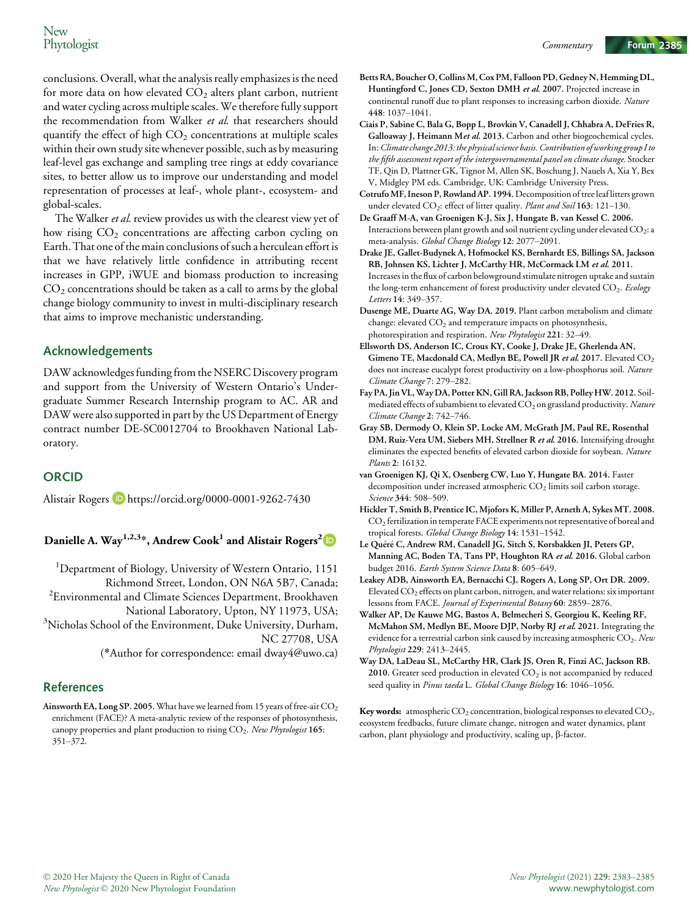conclusions. Overall, what the analysis really emphasizes is the need for more data on how elevated $CO_2$ alters plant carbon, nutrient and water cycling across multiple scales. We therefore fully support the recommendation from Walker *et al.* that researchers should quantify the effect of high $CO_2$ concentrations at multiple scales within their own study site whenever possible, such as by measuring leaf-level gas exchange and sampling tree rings at eddy covariance sites, to better allow us to improve our understanding and model representation of processes at leaf-, whole plant-, ecosystem- and global-scales.

The Walker *et al.* review provides us with the clearest view yet of how rising $CO_2$ concentrations are affecting carbon cycling on Earth. That one of the main conclusions of such a herculean effort is that we have relatively little confidence in attributing recent increases in GPP, iWUE and biomass production to increasing $CO_2$ concentrations should be taken as a call to arms by the global change biology community to invest in multi-disciplinary research that aims to improve mechanistic understanding.

## Acknowledgements

DAW acknowledges funding from the NSERC Discovery program and support from the University of Western Ontario's Undergraduate Summer Research Internship program to AC. AR and DAW were also supported in part by the US Department of Energy contract number DE-SC0012704 to Brookhaven National Laboratory.

## ORCID

Alistair Rogers https://orcid.org/0000-0001-9262-7430

**Danielle A. Way[1,2,3]\*, Andrew Cook[1] and Alistair Rogers[2]**

[1]Department of Biology, University of Western Ontario, 1151 Richmond Street, London, ON N6A 5B7, Canada;
[2]Environmental and Climate Sciences Department, Brookhaven National Laboratory, Upton, NY 11973, USA;
[3]Nicholas School of the Environment, Duke University, Durham, NC 27708, USA
(\*Author for correspondence: email dway4@uwo.ca)

## References

**Ainsworth EA, Long SP. 2005.** What have we learned from 15 years of free-air $CO_2$ enrichment (FACE)? A meta-analytic review of the responses of photosynthesis, canopy properties and plant production to rising $CO_2$. *New Phytologist* **165**: 351–372.

**Betts RA, Boucher O, Collins M, Cox PM, Falloon PD, Gedney N, Hemming DL, Huntingford C, Jones CD, Sexton DMH *et al.* 2007.** Projected increase in continental runoff due to plant responses to increasing carbon dioxide. *Nature* **448**: 1037–1041.

**Ciais P, Sabine C, Bala G, Bopp L, Brovkin V, Canadell J, Chhabra A, DeFries R, Galloaway J, Heimann M*et al.* 2013.** Carbon and other biogeochemical cycles. In: *Climate change 2013: the physical science basis. Contribution of working group I to the fifth assessment report of the intergovernamental panel on climate change.* Stocker TF, Qin D, Plattner GK, Tignor M, Allen SK, Boschung J, Nauels A, Xia Y, Bex V, Midgley PM eds. Cambridge, UK: Cambridge University Press.

**Cotrufo MF, Ineson P, Rowland AP. 1994.** Decomposition of tree leaf litters grown under elevated $CO_2$: effect of litter quality. *Plant and Soil* **163**: 121–130.

**De Graaff M-A, van Groenigen K-J, Six J, Hungate B, van Kessel C. 2006.** Interactions between plant growth and soil nutrient cycling under elevated $CO_2$: a meta-analysis. *Global Change Biology* **12**: 2077–2091.

**Drake JE, Gallet-Budynek A, Hofmockel KS, Bernhardt ES, Billings SA, Jackson RB, Johnsen KS, Lichter J, McCarthy HR, McCormack LM *et al.* 2011.** Increases in the flux of carbon belowground stimulate nitrogen uptake and sustain the long-term enhancement of forest productivity under elevated $CO_2$. *Ecology Letters* **14**: 349–357.

**Dusenge ME, Duarte AG, Way DA. 2019.** Plant carbon metabolism and climate change: elevated $CO_2$ and temperature impacts on photosynthesis, photorespiration and respiration. *New Phytologist* **221**: 32–49.

**Ellsworth DS, Anderson IC, Crous KY, Cooke J, Drake JE, Gherlenda AN, Gimeno TE, Macdonald CA, Medlyn BE, Powell JR *et al.* 2017.** Elevated $CO_2$ does not increase eucalypt forest productivity on a low-phosphorus soil. *Nature Climate Change* **7**: 279–282.

**Fay PA, Jin VL, Way DA, Potter KN, Gill RA, Jackson RB, Polley HW. 2012.** Soil-mediated effects of subambient to elevated $CO_2$ on grassland productivity. *Nature Climate Change* **2**: 742–746.

**Gray SB, Dermody O, Klein SP, Locke AM, McGrath JM, Paul RE, Rosenthal DM, Ruiz-Vera UM, Siebers MH, Strellner R *et al.* 2016.** Intensifying drought eliminates the expected benefits of elevated carbon dioxide for soybean. *Nature Plants* **2**: 16132.

**van Groenigen KJ, Qi X, Osenberg CW, Luo Y, Hungate BA. 2014.** Faster decomposition under increased atmospheric $CO_2$ limits soil carbon storage. *Science* **344**: 508–509.

**Hickler T, Smith B, Prentice IC, Mjofors K, Miller P, Arneth A, Sykes MT. 2008.** $CO_2$ fertilization in temperate FACE experiments not representative of boreal and tropical forests. *Global Change Biology* **14**: 1531–1542.

**Le Quéré C, Andrew RM, Canadell JG, Sitch S, Korsbakken JI, Peters GP, Manning AC, Boden TA, Tans PP, Houghton RA *et al.* 2016.** Global carbon budget 2016. *Earth System Science Data* **8**: 605–649.

**Leakey ADB, Ainsworth EA, Bernacchi CJ, Rogers A, Long SP, Ort DR. 2009.** Elevated $CO_2$ effects on plant carbon, nitrogen, and water relations: six important lessons from FACE. *Journal of Experimental Botany* **60**: 2859–2876.

**Walker AP, De Kauwe MG, Bastos A, Belmecheri S, Georgiou K, Keeling RF, McMahon SM, Medlyn BE, Moore DJP, Norby RJ *et al.* 2021.** Integrating the evidence for a terrestrial carbon sink caused by increasing atmospheric $CO_2$. *New Phytologist* **229**: 2413–2445.

**Way DA, LaDeau SL, McCarthy HR, Clark JS, Oren R, Finzi AC, Jackson RB. 2010.** Greater seed production in elevated $CO_2$ is not accompanied by reduced seed quality in *Pinus taeda* L. *Global Change Biology* **16**: 1046–1056.

**Key words:** atmospheric $CO_2$ concentration, biological responses to elevated $CO_2$, ecosystem feedbacks, future climate change, nitrogen and water dynamics, plant carbon, plant physiology and productivity, scaling up, β-factor.